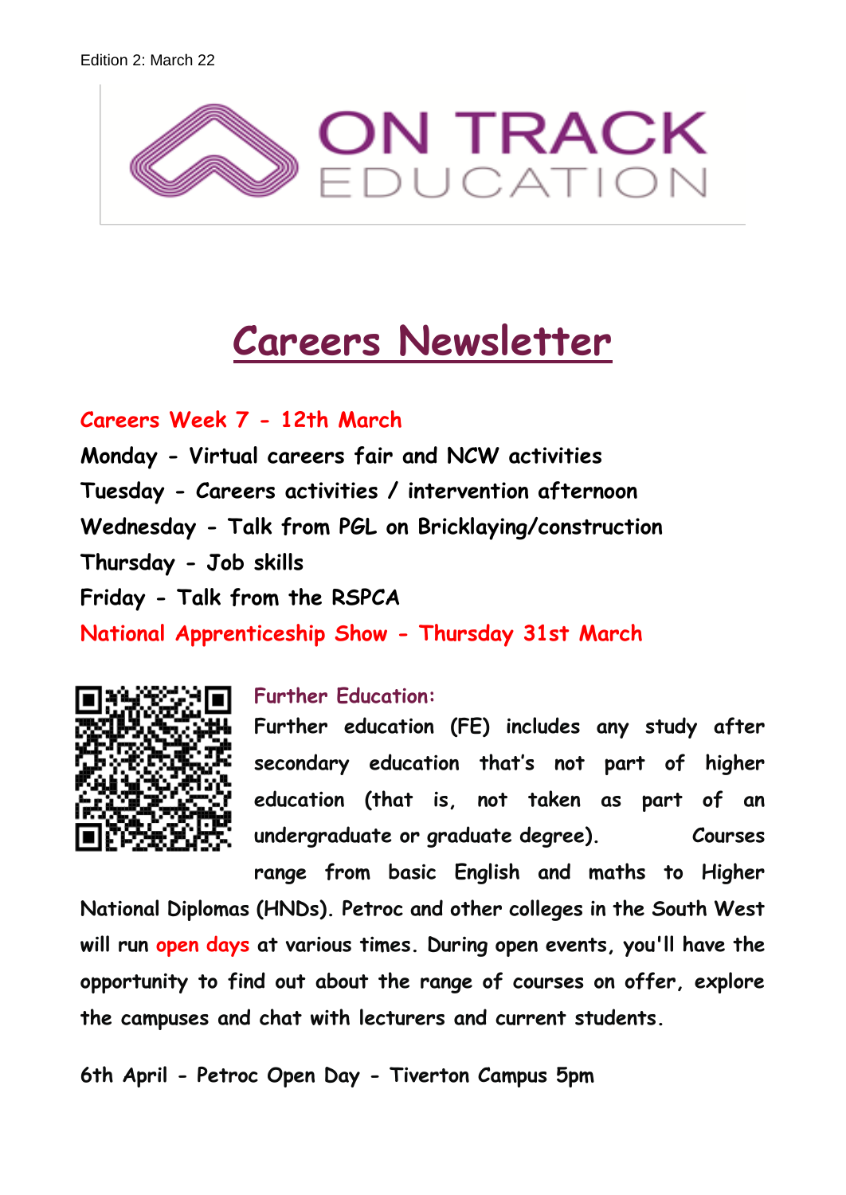Edition 2: March 22

ON TRACK EDUCATION

# Careers Newsletter

**Careers Week 7 - 12th March**

**Monday - Virtual careers fair and NCW activities**

**Tuesday - Careers activities / intervention afternoon**

**Wednesday - Talk from PGL on Bricklaying/construction**

**Thursday - Job skills**

**Friday - Talk from the RSPCA**

**National Apprenticeship Show - Thursday 31st March**

**Further Education:**

Further education (FE) includes any study after secondary education that's not part of higher education (that is, not taken as part of an undergraduate or graduate degree). Courses range from basic English and maths to Higher National Diplomas (HNDs). Petroc and other colleges in the South West will run open days at various times. During open events, you'll have the opportunity to find out about the range of courses on offer, explore the campuses and chat with lecturers and current students.

6th April - Petroc Open Day - Tiverton Campus 5pm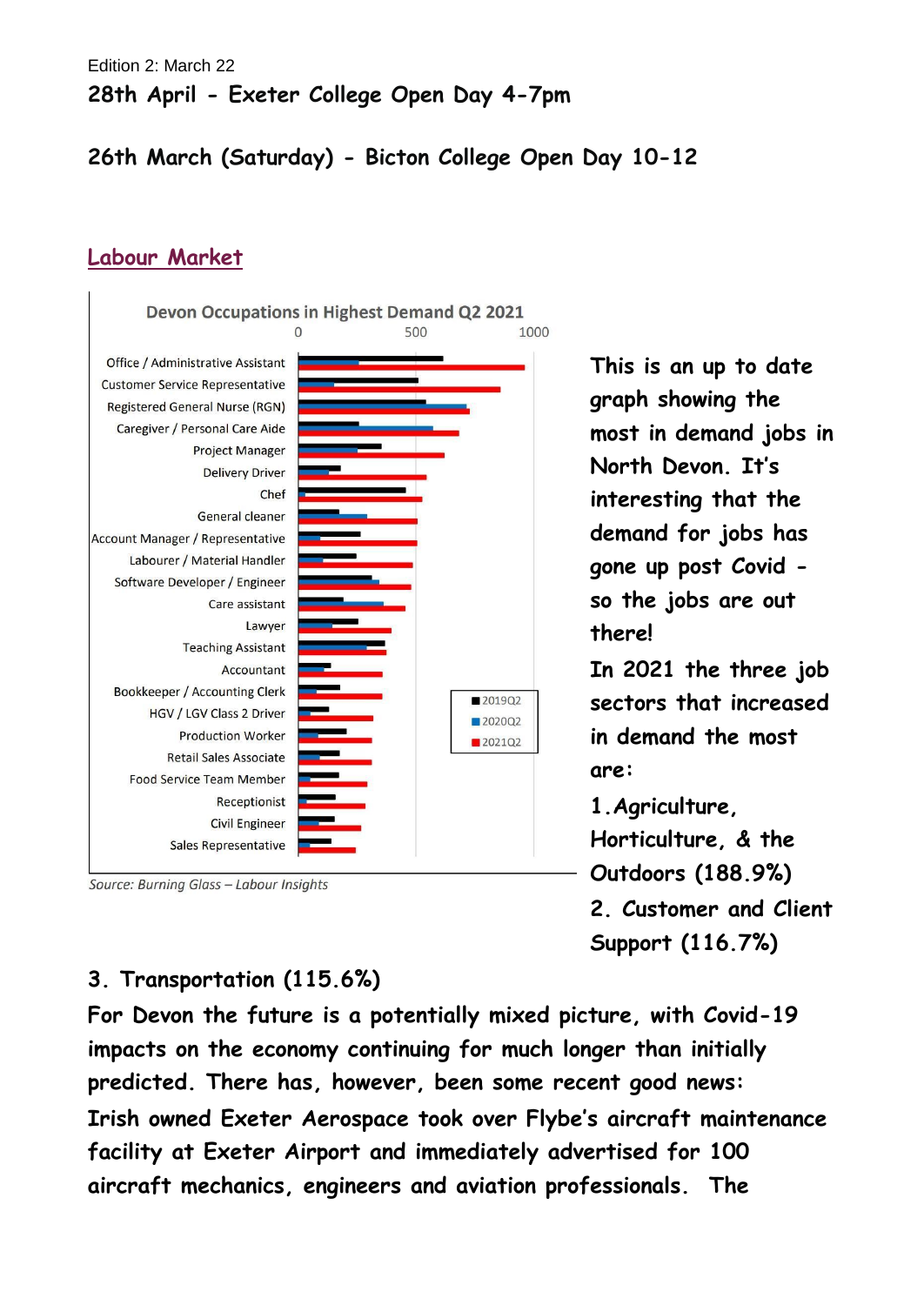Edition 2: March 22

**28th April - Exeter College Open Day 4-7pm**

**26th March (Saturday) - Bicton College Open Day 10-12**

## Labour Market

Devon Occupations in Highest Demand Q2 2021

| Occupation |
|---|
| Office / Administrative Assistant |
| Customer Service Representative |
| Registered General Nurse (RGN) |
| Caregiver / Personal Care Aide |
| Project Manager |
| Delivery Driver |
| Chef |
| General cleaner |
| Account Manager / Representative |
| Labourer / Material Handler |
| Software Developer / Engineer |
| Care assistant |
| Lawyer |
| Teaching Assistant |
| Accountant |
| Bookkeeper / Accounting Clerk |
| HGV / LGV Class 2 Driver |
| Production Worker |
| Retail Sales Associate |
| Food Service Team Member |
| Receptionist |
| Civil Engineer |
| Sales Representative |

Legend: 2019Q2, 2020Q2, 2021Q2

Source: Burning Glass – Labour Insights

**This is an up to date graph showing the most in demand jobs in North Devon. It's interesting that the demand for jobs has gone up post Covid - so the jobs are out there!**

**In 2021 the three job sectors that increased in demand the most are:**

**1. Agriculture, Horticulture, & the Outdoors (188.9%)**

**2. Customer and Client Support (116.7%)**

**3. Transportation (115.6%)**

**For Devon the future is a potentially mixed picture, with Covid-19 impacts on the economy continuing for much longer than initially predicted. There has, however, been some recent good news:**

**Irish owned Exeter Aerospace took over Flybe's aircraft maintenance facility at Exeter Airport and immediately advertised for 100 aircraft mechanics, engineers and aviation professionals. The**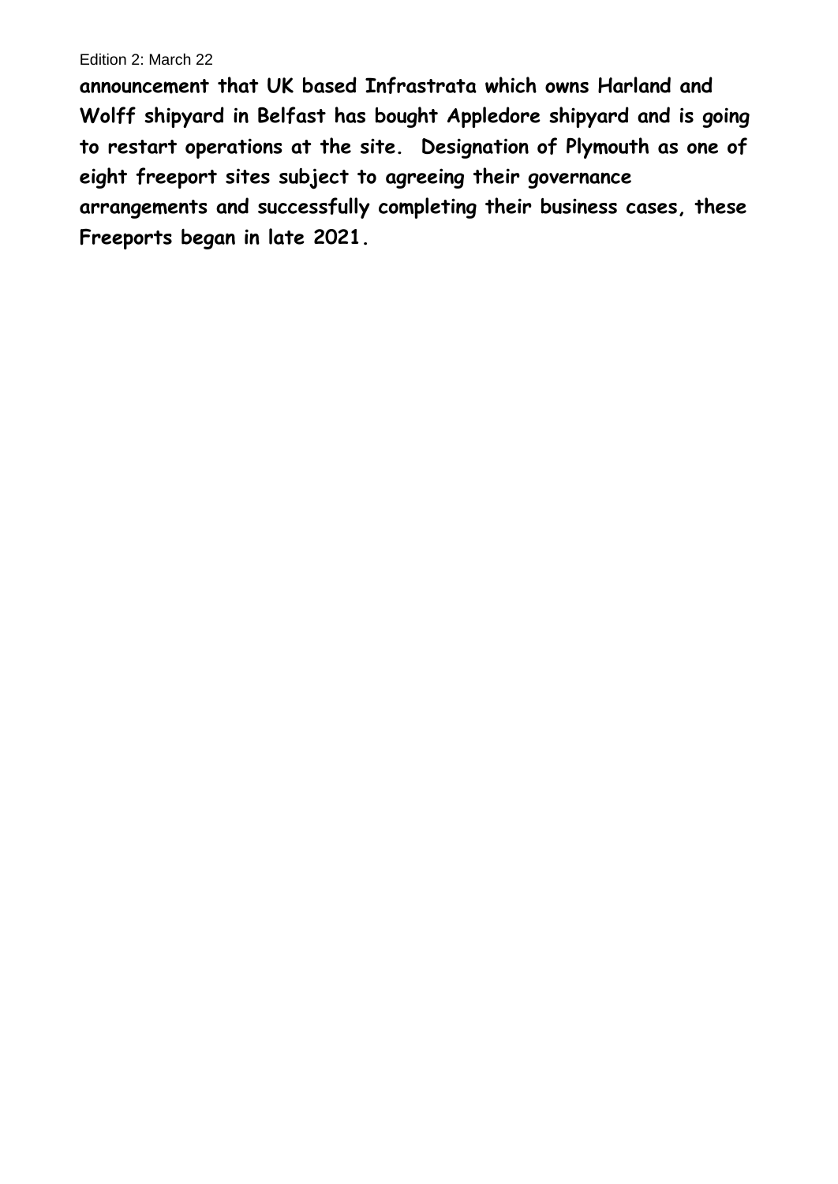**announcement that UK based Infrastrata which owns Harland and Wolff shipyard in Belfast has bought Appledore shipyard and is going to restart operations at the site. Designation of Plymouth as one of eight freeport sites subject to agreeing their governance arrangements and successfully completing their business cases, these Freeports began in late 2021.**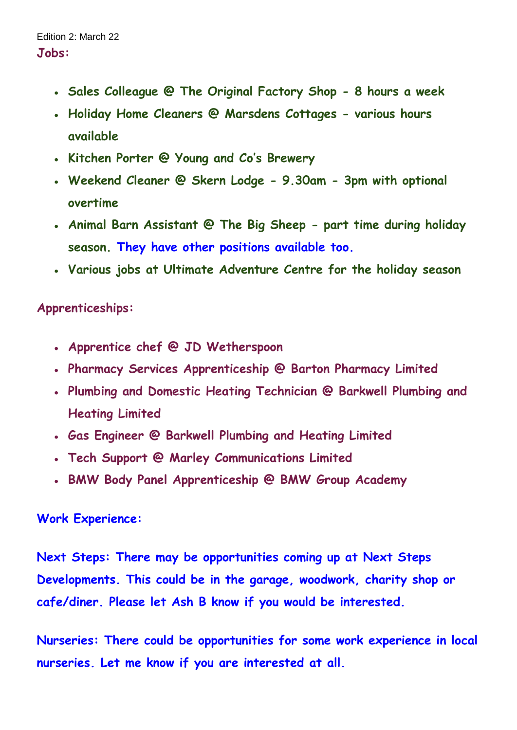Edition 2: March 22

## Jobs:

- Sales Colleague @ The Original Factory Shop - 8 hours a week
- Holiday Home Cleaners @ Marsdens Cottages - various hours available
- Kitchen Porter @ Young and Co's Brewery
- Weekend Cleaner @ Skern Lodge - 9.30am - 3pm with optional overtime
- Animal Barn Assistant @ The Big Sheep - part time during holiday season. They have other positions available too.
- Various jobs at Ultimate Adventure Centre for the holiday season

## Apprenticeships:

- Apprentice chef @ JD Wetherspoon
- Pharmacy Services Apprenticeship @ Barton Pharmacy Limited
- Plumbing and Domestic Heating Technician @ Barkwell Plumbing and Heating Limited
- Gas Engineer @ Barkwell Plumbing and Heating Limited
- Tech Support @ Marley Communications Limited
- BMW Body Panel Apprenticeship @ BMW Group Academy

## Work Experience:

Next Steps: There may be opportunities coming up at Next Steps Developments. This could be in the garage, woodwork, charity shop or cafe/diner. Please let Ash B know if you would be interested.

Nurseries: There could be opportunities for some work experience in local nurseries. Let me know if you are interested at all.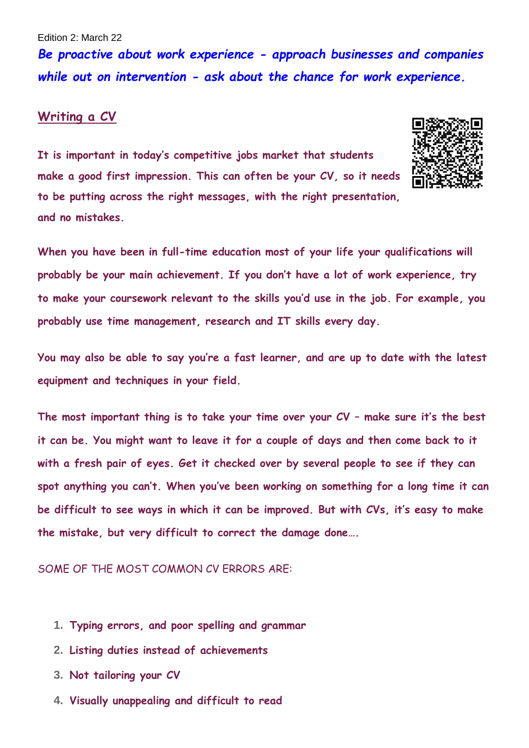Edition 2: March 22

***Be proactive about work experience - approach businesses and companies while out on intervention - ask about the chance for work experience.***

## Writing a CV

**It is important in today's competitive jobs market that students make a good first impression. This can often be your CV, so it needs to be putting across the right messages, with the right presentation, and no mistakes.**

**When you have been in full-time education most of your life your qualifications will probably be your main achievement. If you don't have a lot of work experience, try to make your coursework relevant to the skills you'd use in the job. For example, you probably use time management, research and IT skills every day.**

**You may also be able to say you're a fast learner, and are up to date with the latest equipment and techniques in your field.**

**The most important thing is to take your time over your CV – make sure it's the best it can be. You might want to leave it for a couple of days and then come back to it with a fresh pair of eyes. Get it checked over by several people to see if they can spot anything you can't. When you've been working on something for a long time it can be difficult to see ways in which it can be improved. But with CVs, it's easy to make the mistake, but very difficult to correct the damage done….**

SOME OF THE MOST COMMON CV ERRORS ARE:

1. **Typing errors, and poor spelling and grammar**
2. **Listing duties instead of achievements**
3. **Not tailoring your CV**
4. **Visually unappealing and difficult to read**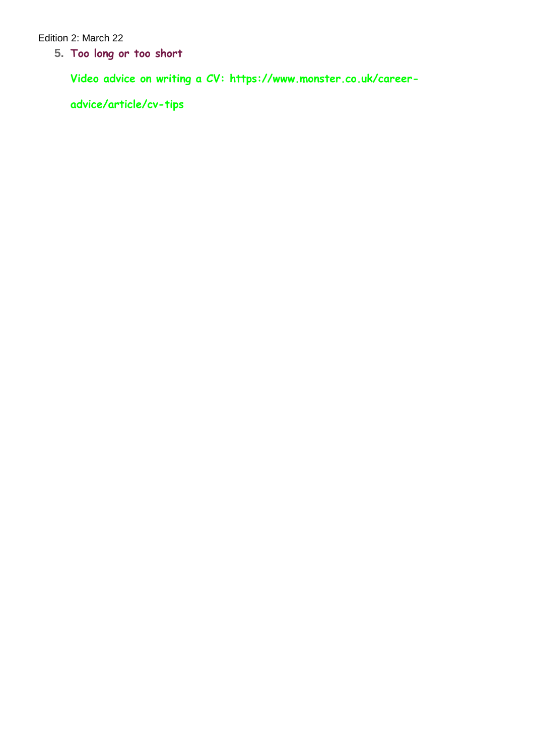5. **Too long or too short**

   **Video advice on writing a CV: https://www.monster.co.uk/career-advice/article/cv-tips**